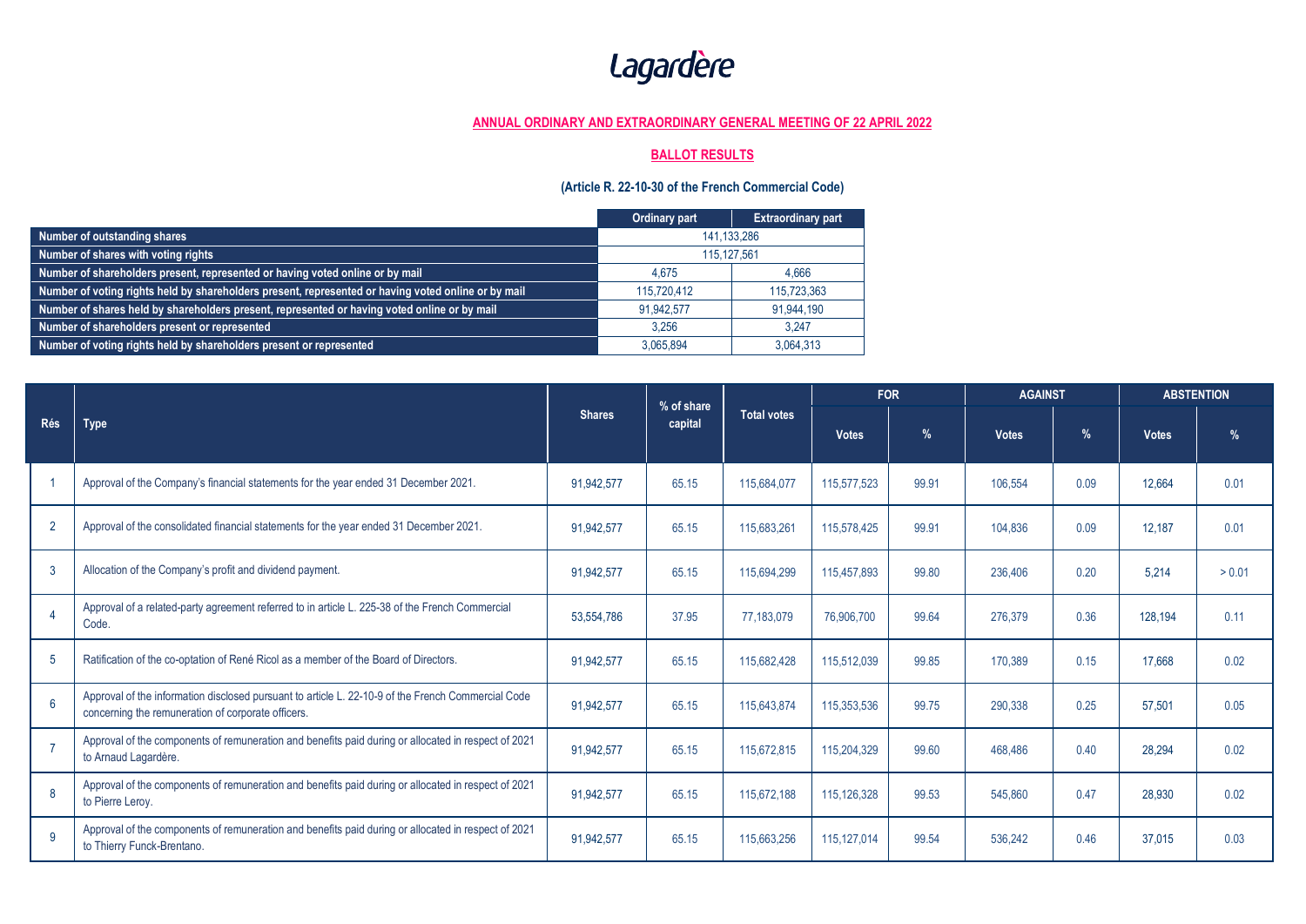# Lagardère

## ANNUAL ORDINARY AND EXTRAORDINARY GENERAL MEETING OF 22 APRIL 2022

## BALLOT RESULTS

### (Article R. 22-10-30 of the French Commercial Code)

| | Ordinary part | Extraordinary part |
|---|---|---|
| **Number of outstanding shares** | 141,133,286 | |
| **Number of shares with voting rights** | 115,127,561 | |
| **Number of shareholders present, represented or having voted online or by mail** | 4,675 | 4,666 |
| **Number of voting rights held by shareholders present, represented or having voted online or by mail** | 115,720,412 | 115,723,363 |
| **Number of shares held by shareholders present, represented or having voted online or by mail** | 91,942,577 | 91,944,190 |
| **Number of shareholders present or represented** | 3,256 | 3,247 |
| **Number of voting rights held by shareholders present or represented** | 3,065,894 | 3,064,313 |

| Rés | Type | Shares | % of share capital | Total votes | FOR | | AGAINST | | ABSTENTION | |
|---|---|---|---|---|---|---|---|---|---|---|
| | | | | | Votes | % | Votes | % | Votes | % |
| 1 | Approval of the Company's financial statements for the year ended 31 December 2021. | 91,942,577 | 65.15 | 115,684,077 | 115,577,523 | 99.91 | 106,554 | 0.09 | 12,664 | 0.01 |
| 2 | Approval of the consolidated financial statements for the year ended 31 December 2021. | 91,942,577 | 65.15 | 115,683,261 | 115,578,425 | 99.91 | 104,836 | 0.09 | 12,187 | 0.01 |
| 3 | Allocation of the Company's profit and dividend payment. | 91,942,577 | 65.15 | 115,694,299 | 115,457,893 | 99.80 | 236,406 | 0.20 | 5,214 | > 0.01 |
| 4 | Approval of a related-party agreement referred to in article L. 225-38 of the French Commercial Code. | 53,554,786 | 37.95 | 77,183,079 | 76,906,700 | 99.64 | 276,379 | 0.36 | 128,194 | 0.11 |
| 5 | Ratification of the co-optation of René Ricol as a member of the Board of Directors. | 91,942,577 | 65.15 | 115,682,428 | 115,512,039 | 99.85 | 170,389 | 0.15 | 17,668 | 0.02 |
| 6 | Approval of the information disclosed pursuant to article L. 22-10-9 of the French Commercial Code concerning the remuneration of corporate officers. | 91,942,577 | 65.15 | 115,643,874 | 115,353,536 | 99.75 | 290,338 | 0.25 | 57,501 | 0.05 |
| 7 | Approval of the components of remuneration and benefits paid during or allocated in respect of 2021 to Arnaud Lagardère. | 91,942,577 | 65.15 | 115,672,815 | 115,204,329 | 99.60 | 468,486 | 0.40 | 28,294 | 0.02 |
| 8 | Approval of the components of remuneration and benefits paid during or allocated in respect of 2021 to Pierre Leroy. | 91,942,577 | 65.15 | 115,672,188 | 115,126,328 | 99.53 | 545,860 | 0.47 | 28,930 | 0.02 |
| 9 | Approval of the components of remuneration and benefits paid during or allocated in respect of 2021 to Thierry Funck-Brentano. | 91,942,577 | 65.15 | 115,663,256 | 115,127,014 | 99.54 | 536,242 | 0.46 | 37,015 | 0.03 |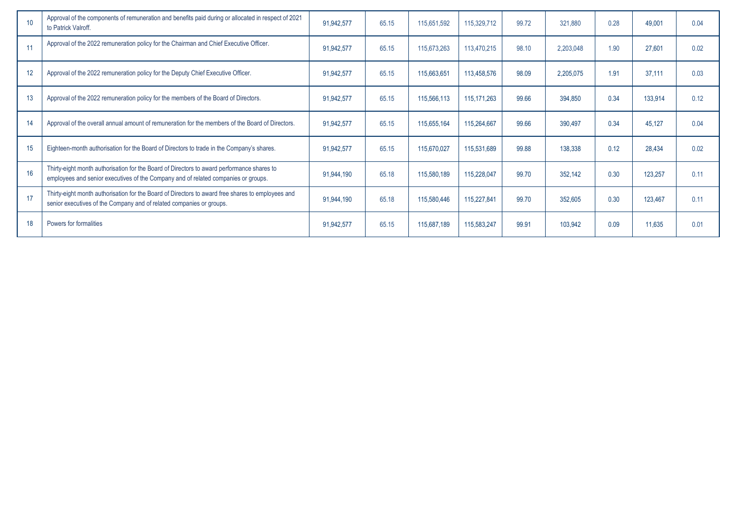| | | | | | | | | | | |
|---|---|---|---|---|---|---|---|---|---|---|
| 10 | Approval of the components of remuneration and benefits paid during or allocated in respect of 2021 to Patrick Valroff. | 91,942,577 | 65.15 | 115,651,592 | 115,329,712 | 99.72 | 321,880 | 0.28 | 49,001 | 0.04 |
| 11 | Approval of the 2022 remuneration policy for the Chairman and Chief Executive Officer. | 91,942,577 | 65.15 | 115,673,263 | 113,470,215 | 98.10 | 2,203,048 | 1.90 | 27,601 | 0.02 |
| 12 | Approval of the 2022 remuneration policy for the Deputy Chief Executive Officer. | 91,942,577 | 65.15 | 115,663,651 | 113,458,576 | 98.09 | 2,205,075 | 1.91 | 37,111 | 0.03 |
| 13 | Approval of the 2022 remuneration policy for the members of the Board of Directors. | 91,942,577 | 65.15 | 115,566,113 | 115,171,263 | 99.66 | 394,850 | 0.34 | 133,914 | 0.12 |
| 14 | Approval of the overall annual amount of remuneration for the members of the Board of Directors. | 91,942,577 | 65.15 | 115,655,164 | 115,264,667 | 99.66 | 390,497 | 0.34 | 45,127 | 0.04 |
| 15 | Eighteen-month authorisation for the Board of Directors to trade in the Company's shares. | 91,942,577 | 65.15 | 115,670,027 | 115,531,689 | 99.88 | 138,338 | 0.12 | 28,434 | 0.02 |
| 16 | Thirty-eight month authorisation for the Board of Directors to award performance shares to employees and senior executives of the Company and of related companies or groups. | 91,944,190 | 65.18 | 115,580,189 | 115,228,047 | 99.70 | 352,142 | 0.30 | 123,257 | 0.11 |
| 17 | Thirty-eight month authorisation for the Board of Directors to award free shares to employees and senior executives of the Company and of related companies or groups. | 91,944,190 | 65.18 | 115,580,446 | 115,227,841 | 99.70 | 352,605 | 0.30 | 123,467 | 0.11 |
| 18 | Powers for formalities | 91,942,577 | 65.15 | 115,687,189 | 115,583,247 | 99.91 | 103,942 | 0.09 | 11,635 | 0.01 |